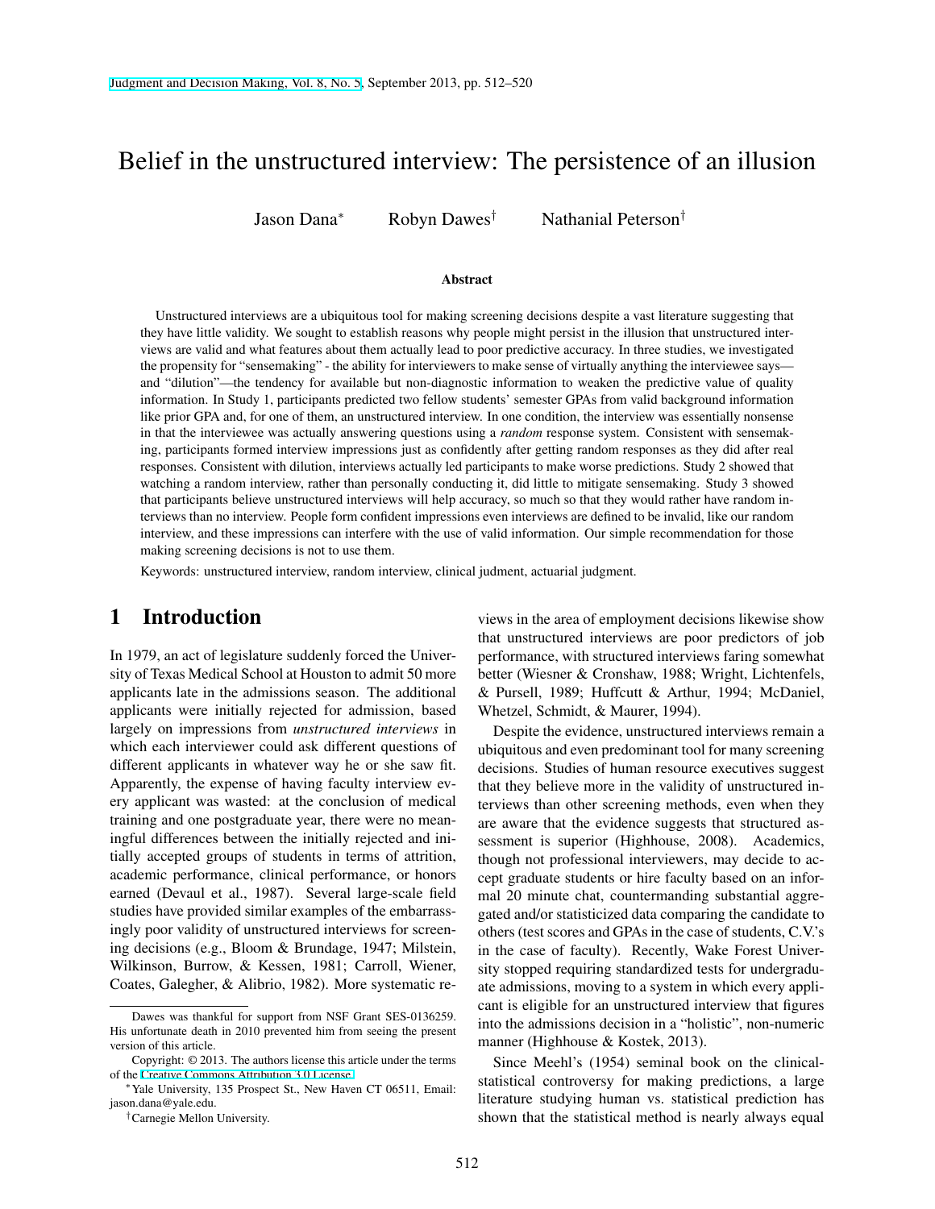# Belief in the unstructured interview: The persistence of an illusion

Jason Dana[*] Robyn Dawes[†] Nathanial Peterson[†]

**Abstract**

Unstructured interviews are a ubiquitous tool for making screening decisions despite a vast literature suggesting that they have little validity. We sought to establish reasons why people might persist in the illusion that unstructured interviews are valid and what features about them actually lead to poor predictive accuracy. In three studies, we investigated the propensity for "sensemaking" - the ability for interviewers to make sense of virtually anything the interviewee says—and "dilution"—the tendency for available but non-diagnostic information to weaken the predictive value of quality information. In Study 1, participants predicted two fellow students' semester GPAs from valid background information like prior GPA and, for one of them, an unstructured interview. In one condition, the interview was essentially nonsense in that the interviewee was actually answering questions using a *random* response system. Consistent with sensemaking, participants formed interview impressions just as confidently after getting random responses as they did after real responses. Consistent with dilution, interviews actually led participants to make worse predictions. Study 2 showed that watching a random interview, rather than personally conducting it, did little to mitigate sensemaking. Study 3 showed that participants believe unstructured interviews will help accuracy, so much so that they would rather have random interviews than no interview. People form confident impressions even interviews are defined to be invalid, like our random interview, and these impressions can interfere with the use of valid information. Our simple recommendation for those making screening decisions is not to use them.

Keywords: unstructured interview, random interview, clinical judgment, actuarial judgment.

## 1 Introduction

In 1979, an act of legislature suddenly forced the University of Texas Medical School at Houston to admit 50 more applicants late in the admissions season. The additional applicants were initially rejected for admission, based largely on impressions from *unstructured interviews* in which each interviewer could ask different questions of different applicants in whatever way he or she saw fit. Apparently, the expense of having faculty interview every applicant was wasted: at the conclusion of medical training and one postgraduate year, there were no meaningful differences between the initially rejected and initially accepted groups of students in terms of attrition, academic performance, clinical performance, or honors earned (Devaul et al., 1987). Several large-scale field studies have provided similar examples of the embarrassingly poor validity of unstructured interviews for screening decisions (e.g., Bloom & Brundage, 1947; Milstein, Wilkinson, Burrow, & Kessen, 1981; Carroll, Wiener, Coates, Galegher, & Alibrio, 1982). More systematic reviews in the area of employment decisions likewise show that unstructured interviews are poor predictors of job performance, with structured interviews faring somewhat better (Wiesner & Cronshaw, 1988; Wright, Lichtenfels, & Pursell, 1989; Huffcutt & Arthur, 1994; McDaniel, Whetzel, Schmidt, & Maurer, 1994).

Despite the evidence, unstructured interviews remain a ubiquitous and even predominant tool for many screening decisions. Studies of human resource executives suggest that they believe more in the validity of unstructured interviews than other screening methods, even when they are aware that the evidence suggests that structured assessment is superior (Highhouse, 2008). Academics, though not professional interviewers, may decide to accept graduate students or hire faculty based on an informal 20 minute chat, countermanding substantial aggregated and/or statisticized data comparing the candidate to others (test scores and GPAs in the case of students, C.V.'s in the case of faculty). Recently, Wake Forest University stopped requiring standardized tests for undergraduate admissions, moving to a system in which every applicant is eligible for an unstructured interview that figures into the admissions decision in a "holistic", non-numeric manner (Highhouse & Kostek, 2013).

Since Meehl's (1954) seminal book on the clinical-statistical controversy for making predictions, a large literature studying human vs. statistical prediction has shown that the statistical method is nearly always equal

---

Dawes was thankful for support from NSF Grant SES-0136259. His unfortunate death in 2010 prevented him from seeing the present version of this article.

Copyright: © 2013. The authors license this article under the terms of the Creative Commons Attribution 3.0 License.

[*] Yale University, 135 Prospect St., New Haven CT 06511, Email: jason.dana@yale.edu.

[†] Carnegie Mellon University.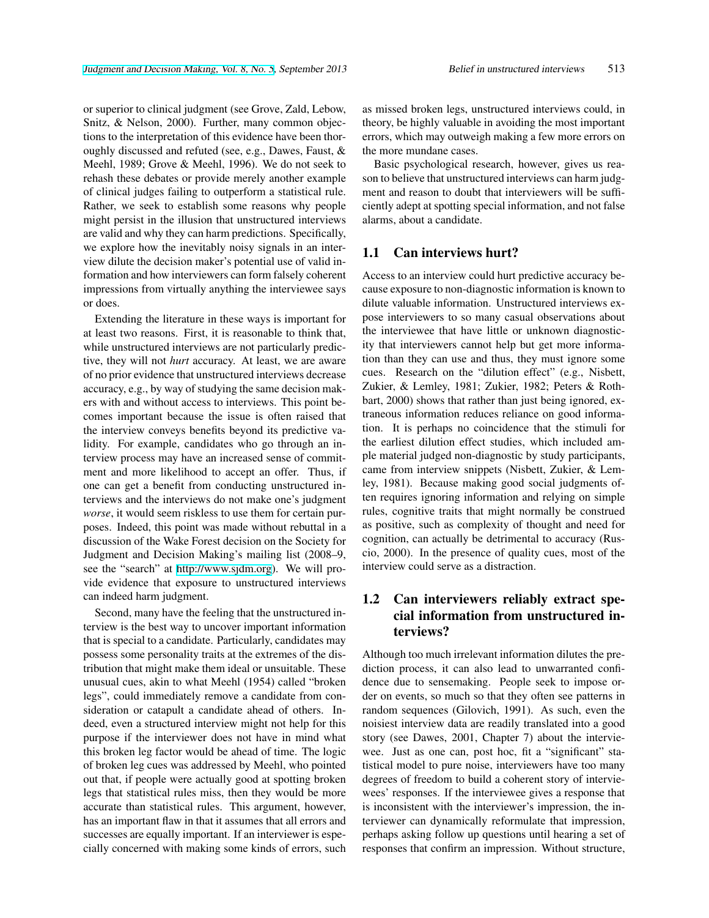or superior to clinical judgment (see Grove, Zald, Lebow, Snitz, & Nelson, 2000). Further, many common objections to the interpretation of this evidence have been thoroughly discussed and refuted (see, e.g., Dawes, Faust, & Meehl, 1989; Grove & Meehl, 1996). We do not seek to rehash these debates or provide merely another example of clinical judges failing to outperform a statistical rule. Rather, we seek to establish some reasons why people might persist in the illusion that unstructured interviews are valid and why they can harm predictions. Specifically, we explore how the inevitably noisy signals in an interview dilute the decision maker's potential use of valid information and how interviewers can form falsely coherent impressions from virtually anything the interviewee says or does.

Extending the literature in these ways is important for at least two reasons. First, it is reasonable to think that, while unstructured interviews are not particularly predictive, they will not *hurt* accuracy. At least, we are aware of no prior evidence that unstructured interviews decrease accuracy, e.g., by way of studying the same decision makers with and without access to interviews. This point becomes important because the issue is often raised that the interview conveys benefits beyond its predictive validity. For example, candidates who go through an interview process may have an increased sense of commitment and more likelihood to accept an offer. Thus, if one can get a benefit from conducting unstructured interviews and the interviews do not make one's judgment *worse*, it would seem riskless to use them for certain purposes. Indeed, this point was made without rebuttal in a discussion of the Wake Forest decision on the Society for Judgment and Decision Making's mailing list (2008–9, see the "search" at http://www.sjdm.org). We will provide evidence that exposure to unstructured interviews can indeed harm judgment.

Second, many have the feeling that the unstructured interview is the best way to uncover important information that is special to a candidate. Particularly, candidates may possess some personality traits at the extremes of the distribution that might make them ideal or unsuitable. These unusual cues, akin to what Meehl (1954) called "broken legs", could immediately remove a candidate from consideration or catapult a candidate ahead of others. Indeed, even a structured interview might not help for this purpose if the interviewer does not have in mind what this broken leg factor would be ahead of time. The logic of broken leg cues was addressed by Meehl, who pointed out that, if people were actually good at spotting broken legs that statistical rules miss, then they would be more accurate than statistical rules. This argument, however, has an important flaw in that it assumes that all errors and successes are equally important. If an interviewer is especially concerned with making some kinds of errors, such as missed broken legs, unstructured interviews could, in theory, be highly valuable in avoiding the most important errors, which may outweigh making a few more errors on the more mundane cases.

Basic psychological research, however, gives us reason to believe that unstructured interviews can harm judgment and reason to doubt that interviewers will be sufficiently adept at spotting special information, and not false alarms, about a candidate.

## 1.1 Can interviews hurt?

Access to an interview could hurt predictive accuracy because exposure to non-diagnostic information is known to dilute valuable information. Unstructured interviews expose interviewers to so many casual observations about the interviewee that have little or unknown diagnosticity that interviewers cannot help but get more information than they can use and thus, they must ignore some cues. Research on the "dilution effect" (e.g., Nisbett, Zukier, & Lemley, 1981; Zukier, 1982; Peters & Rothbart, 2000) shows that rather than just being ignored, extraneous information reduces reliance on good information. It is perhaps no coincidence that the stimuli for the earliest dilution effect studies, which included ample material judged non-diagnostic by study participants, came from interview snippets (Nisbett, Zukier, & Lemley, 1981). Because making good social judgments often requires ignoring information and relying on simple rules, cognitive traits that might normally be construed as positive, such as complexity of thought and need for cognition, can actually be detrimental to accuracy (Ruscio, 2000). In the presence of quality cues, most of the interview could serve as a distraction.

## 1.2 Can interviewers reliably extract special information from unstructured interviews?

Although too much irrelevant information dilutes the prediction process, it can also lead to unwarranted confidence due to sensemaking. People seek to impose order on events, so much so that they often see patterns in random sequences (Gilovich, 1991). As such, even the noisiest interview data are readily translated into a good story (see Dawes, 2001, Chapter 7) about the interviewee. Just as one can, post hoc, fit a "significant" statistical model to pure noise, interviewers have too many degrees of freedom to build a coherent story of interviewees' responses. If the interviewee gives a response that is inconsistent with the interviewer's impression, the interviewer can dynamically reformulate that impression, perhaps asking follow up questions until hearing a set of responses that confirm an impression. Without structure,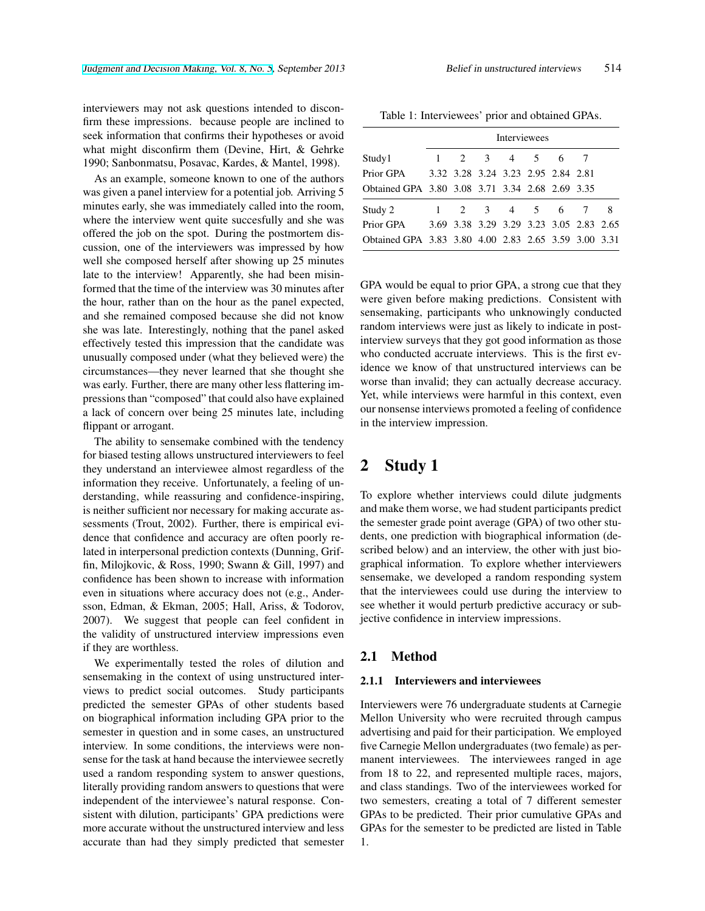interviewers may not ask questions intended to disconfirm these impressions. because people are inclined to seek information that confirms their hypotheses or avoid what might disconfirm them (Devine, Hirt, & Gehrke 1990; Sanbonmatsu, Posavac, Kardes, & Mantel, 1998).

As an example, someone known to one of the authors was given a panel interview for a potential job. Arriving 5 minutes early, she was immediately called into the room, where the interview went quite succesfully and she was offered the job on the spot. During the postmortem discussion, one of the interviewers was impressed by how well she composed herself after showing up 25 minutes late to the interview! Apparently, she had been misinformed that the time of the interview was 30 minutes after the hour, rather than on the hour as the panel expected, and she remained composed because she did not know she was late. Interestingly, nothing that the panel asked effectively tested this impression that the candidate was unusually composed under (what they believed were) the circumstances—they never learned that she thought she was early. Further, there are many other less flattering impressions than "composed" that could also have explained a lack of concern over being 25 minutes late, including flippant or arrogant.

The ability to sensemake combined with the tendency for biased testing allows unstructured interviewers to feel they understand an interviewee almost regardless of the information they receive. Unfortunately, a feeling of understanding, while reassuring and confidence-inspiring, is neither sufficient nor necessary for making accurate assessments (Trout, 2002). Further, there is empirical evidence that confidence and accuracy are often poorly related in interpersonal prediction contexts (Dunning, Griffin, Milojkovic, & Ross, 1990; Swann & Gill, 1997) and confidence has been shown to increase with information even in situations where accuracy does not (e.g., Andersson, Edman, & Ekman, 2005; Hall, Ariss, & Todorov, 2007). We suggest that people can feel confident in the validity of unstructured interview impressions even if they are worthless.

We experimentally tested the roles of dilution and sensemaking in the context of using unstructured interviews to predict social outcomes. Study participants predicted the semester GPAs of other students based on biographical information including GPA prior to the semester in question and in some cases, an unstructured interview. In some conditions, the interviews were nonsense for the task at hand because the interviewee secretly used a random responding system to answer questions, literally providing random answers to questions that were independent of the interviewee's natural response. Consistent with dilution, participants' GPA predictions were more accurate without the unstructured interview and less accurate than had they simply predicted that semester GPA would be equal to prior GPA, a strong cue that they were given before making predictions. Consistent with sensemaking, participants who unknowingly conducted random interviews were just as likely to indicate in post-interview surveys that they got good information as those who conducted accruate interviews. This is the first evidence we know of that unstructured interviews can be worse than invalid; they can actually decrease accuracy. Yet, while interviews were harmful in this context, even our nonsense interviews promoted a feeling of confidence in the interview impression.

Table 1: Interviewees' prior and obtained GPAs.

| | Interviewees | | | | | | | |
|---|---|---|---|---|---|---|---|---|
| Study1 | 1 | 2 | 3 | 4 | 5 | 6 | 7 | |
| Prior GPA | 3.32 | 3.28 | 3.24 | 3.23 | 2.95 | 2.84 | 2.81 | |
| Obtained GPA | 3.80 | 3.08 | 3.71 | 3.34 | 2.68 | 2.69 | 3.35 | |
| Study 2 | 1 | 2 | 3 | 4 | 5 | 6 | 7 | 8 |
| Prior GPA | 3.69 | 3.38 | 3.29 | 3.29 | 3.23 | 3.05 | 2.83 | 2.65 |
| Obtained GPA | 3.83 | 3.80 | 4.00 | 2.83 | 2.65 | 3.59 | 3.00 | 3.31 |

## 2 Study 1

To explore whether interviews could dilute judgments and make them worse, we had student participants predict the semester grade point average (GPA) of two other students, one prediction with biographical information (described below) and an interview, the other with just biographical information. To explore whether interviewers sensemake, we developed a random responding system that the interviewees could use during the interview to see whether it would perturb predictive accuracy or subjective confidence in interview impressions.

### 2.1 Method

#### 2.1.1 Interviewers and interviewees

Interviewers were 76 undergraduate students at Carnegie Mellon University who were recruited through campus advertising and paid for their participation. We employed five Carnegie Mellon undergraduates (two female) as permanent interviewees. The interviewees ranged in age from 18 to 22, and represented multiple races, majors, and class standings. Two of the interviewees worked for two semesters, creating a total of 7 different semester GPAs to be predicted. Their prior cumulative GPAs and GPAs for the semester to be predicted are listed in Table 1.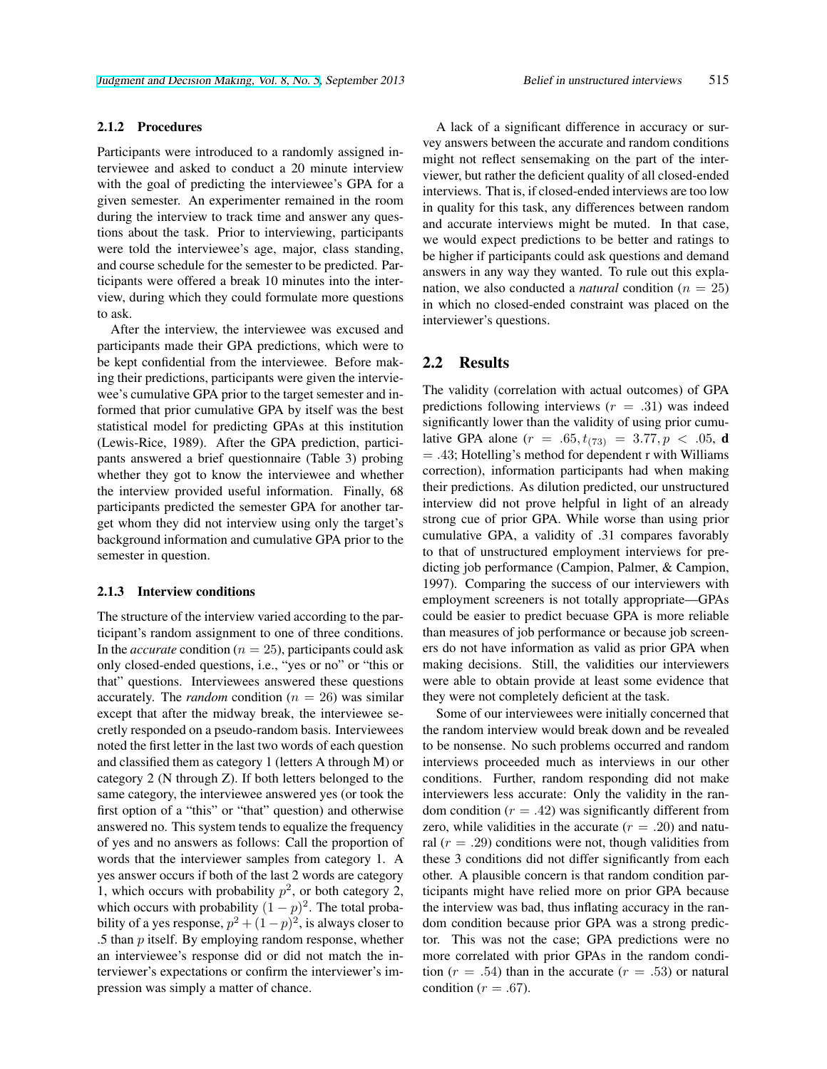### 2.1.2 Procedures

Participants were introduced to a randomly assigned interviewee and asked to conduct a 20 minute interview with the goal of predicting the interviewee's GPA for a given semester. An experimenter remained in the room during the interview to track time and answer any questions about the task. Prior to interviewing, participants were told the interviewee's age, major, class standing, and course schedule for the semester to be predicted. Participants were offered a break 10 minutes into the interview, during which they could formulate more questions to ask.

After the interview, the interviewee was excused and participants made their GPA predictions, which were to be kept confidential from the interviewee. Before making their predictions, participants were given the interviewee's cumulative GPA prior to the target semester and informed that prior cumulative GPA by itself was the best statistical model for predicting GPAs at this institution (Lewis-Rice, 1989). After the GPA prediction, participants answered a brief questionnaire (Table 3) probing whether they got to know the interviewee and whether the interview provided useful information. Finally, 68 participants predicted the semester GPA for another target whom they did not interview using only the target's background information and cumulative GPA prior to the semester in question.

### 2.1.3 Interview conditions

The structure of the interview varied according to the participant's random assignment to one of three conditions. In the *accurate* condition ($n = 25$), participants could ask only closed-ended questions, i.e., "yes or no" or "this or that" questions. Interviewees answered these questions accurately. The *random* condition ($n = 26$) was similar except that after the midway break, the interviewee secretly responded on a pseudo-random basis. Interviewees noted the first letter in the last two words of each question and classified them as category 1 (letters A through M) or category 2 (N through Z). If both letters belonged to the same category, the interviewee answered yes (or took the first option of a "this" or "that" question) and otherwise answered no. This system tends to equalize the frequency of yes and no answers as follows: Call the proportion of words that the interviewer samples from category 1. A yes answer occurs if both of the last 2 words are category 1, which occurs with probability $p^2$, or both category 2, which occurs with probability $(1-p)^2$. The total probability of a yes response, $p^2 + (1-p)^2$, is always closer to .5 than $p$ itself. By employing random response, whether an interviewee's response did or did not match the interviewer's expectations or confirm the interviewer's impression was simply a matter of chance.

A lack of a significant difference in accuracy or survey answers between the accurate and random conditions might not reflect sensemaking on the part of the interviewer, but rather the deficient quality of all closed-ended interviews. That is, if closed-ended interviews are too low in quality for this task, any differences between random and accurate interviews might be muted. In that case, we would expect predictions to be better and ratings to be higher if participants could ask questions and demand answers in any way they wanted. To rule out this explanation, we also conducted a *natural* condition ($n = 25$) in which no closed-ended constraint was placed on the interviewer's questions.

## 2.2 Results

The validity (correlation with actual outcomes) of GPA predictions following interviews ($r = .31$) was indeed significantly lower than the validity of using prior cumulative GPA alone ($r = .65, t_{(73)} = 3.77, p < .05$, **d** $= .43$; Hotelling's method for dependent r with Williams correction), information participants had when making their predictions. As dilution predicted, our unstructured interview did not prove helpful in light of an already strong cue of prior GPA. While worse than using prior cumulative GPA, a validity of .31 compares favorably to that of unstructured employment interviews for predicting job performance (Campion, Palmer, & Campion, 1997). Comparing the success of our interviewers with employment screeners is not totally appropriate—GPAs could be easier to predict becuase GPA is more reliable than measures of job performance or because job screeners do not have information as valid as prior GPA when making decisions. Still, the validities our interviewers were able to obtain provide at least some evidence that they were not completely deficient at the task.

Some of our interviewees were initially concerned that the random interview would break down and be revealed to be nonsense. No such problems occurred and random interviews proceeded much as interviews in our other conditions. Further, random responding did not make interviewers less accurate: Only the validity in the random condition ($r = .42$) was significantly different from zero, while validities in the accurate ($r = .20$) and natural ($r = .29$) conditions were not, though validities from these 3 conditions did not differ significantly from each other. A plausible concern is that random condition participants might have relied more on prior GPA because the interview was bad, thus inflating accuracy in the random condition because prior GPA was a strong predictor. This was not the case; GPA predictions were no more correlated with prior GPAs in the random condition ($r = .54$) than in the accurate ($r = .53$) or natural condition ($r = .67$).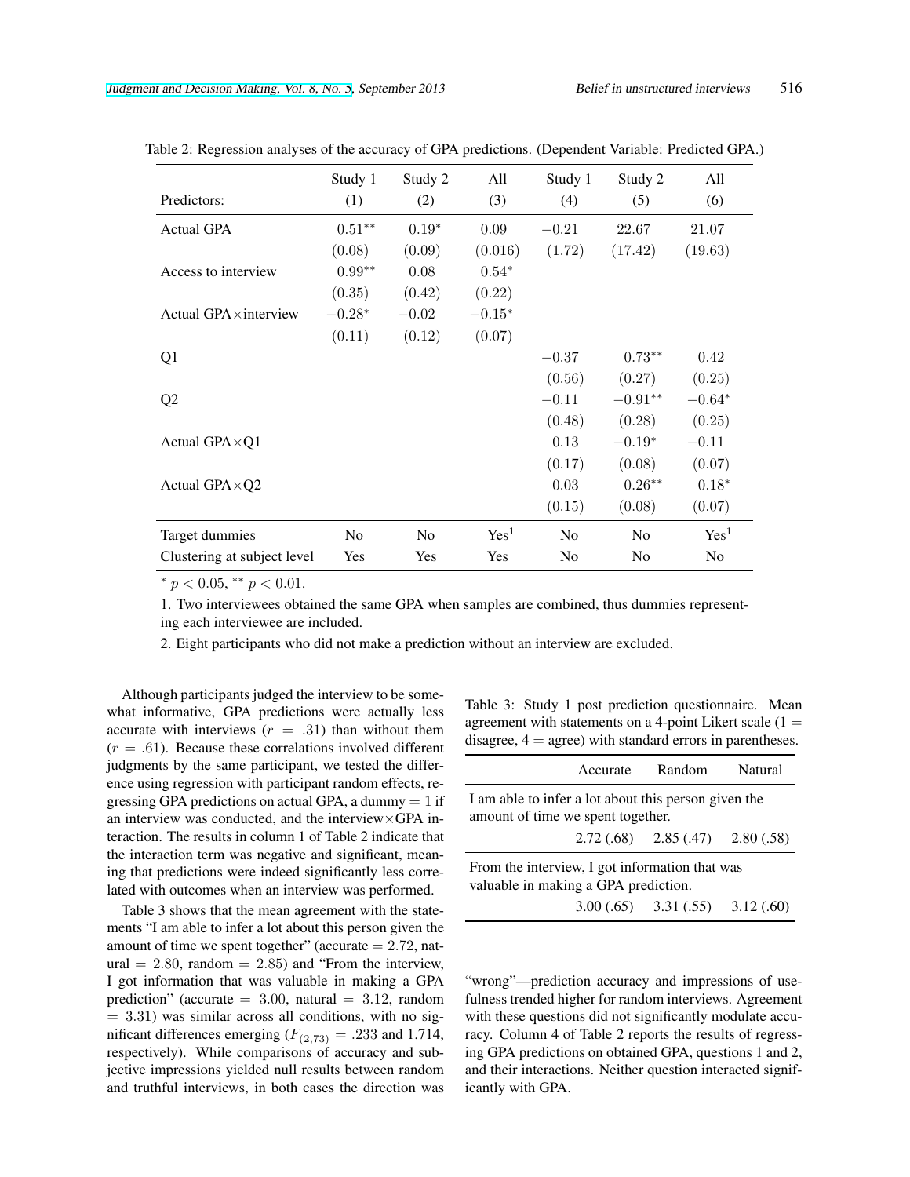Table 2: Regression analyses of the accuracy of GPA predictions. (Dependent Variable: Predicted GPA.)

| Predictors: | Study 1 (1) | Study 2 (2) | All (3) | Study 1 (4) | Study 2 (5) | All (6) |
|---|---|---|---|---|---|---|
| Actual GPA | $0.51^{**}$ | $0.19^{*}$ | $0.09$ | $-0.21$ | $22.67$ | $21.07$ |
| | $(0.08)$ | $(0.09)$ | $(0.016)$ | $(1.72)$ | $(17.42)$ | $(19.63)$ |
| Access to interview | $0.99^{**}$ | $0.08$ | $0.54^{*}$ | | | |
| | $(0.35)$ | $(0.42)$ | $(0.22)$ | | | |
| Actual GPA×interview | $-0.28^{*}$ | $-0.02$ | $-0.15^{*}$ | | | |
| | $(0.11)$ | $(0.12)$ | $(0.07)$ | | | |
| Q1 | | | | $-0.37$ | $0.73^{**}$ | $0.42$ |
| | | | | $(0.56)$ | $(0.27)$ | $(0.25)$ |
| Q2 | | | | $-0.11$ | $-0.91^{**}$ | $-0.64^{*}$ |
| | | | | $(0.48)$ | $(0.28)$ | $(0.25)$ |
| Actual GPA×Q1 | | | | $0.13$ | $-0.19^{*}$ | $-0.11$ |
| | | | | $(0.17)$ | $(0.08)$ | $(0.07)$ |
| Actual GPA×Q2 | | | | $0.03$ | $0.26^{**}$ | $0.18^{*}$ |
| | | | | $(0.15)$ | $(0.08)$ | $(0.07)$ |
| Target dummies | No | No | Yes[1] | No | No | Yes[1] |
| Clustering at subject level | Yes | Yes | Yes | No | No | No |

$^{*}$ $p < 0.05$, $^{**}$ $p < 0.01$.

1. Two interviewees obtained the same GPA when samples are combined, thus dummies representing each interviewee are included.

2. Eight participants who did not make a prediction without an interview are excluded.

Although participants judged the interview to be somewhat informative, GPA predictions were actually less accurate with interviews ($r = .31$) than without them ($r = .61$). Because these correlations involved different judgments by the same participant, we tested the difference using regression with participant random effects, regressing GPA predictions on actual GPA, a dummy = 1 if an interview was conducted, and the interview×GPA interaction. The results in column 1 of Table 2 indicate that the interaction term was negative and significant, meaning that predictions were indeed significantly less correlated with outcomes when an interview was performed.

Table 3 shows that the mean agreement with the statements "I am able to infer a lot about this person given the amount of time we spent together" (accurate = 2.72, natural = 2.80, random = 2.85) and "From the interview, I got information that was valuable in making a GPA prediction" (accurate = 3.00, natural = 3.12, random = 3.31) was similar across all conditions, with no significant differences emerging ($F_{(2,73)} = .233$ and 1.714, respectively). While comparisons of accuracy and subjective impressions yielded null results between random and truthful interviews, in both cases the direction was "wrong"—prediction accuracy and impressions of usefulness trended higher for random interviews. Agreement with these questions did not significantly modulate accuracy. Column 4 of Table 2 reports the results of regressing GPA predictions on obtained GPA, questions 1 and 2, and their interactions. Neither question interacted significantly with GPA.

Table 3: Study 1 post prediction questionnaire. Mean agreement with statements on a 4-point Likert scale (1 = disagree, 4 = agree) with standard errors in parentheses.

| | Accurate | Random | Natural |
|---|---|---|---|
| I am able to infer a lot about this person given the amount of time we spent together. | | | |
| | 2.72 (.68) | 2.85 (.47) | 2.80 (.58) |
| From the interview, I got information that was valuable in making a GPA prediction. | | | |
| | 3.00 (.65) | 3.31 (.55) | 3.12 (.60) |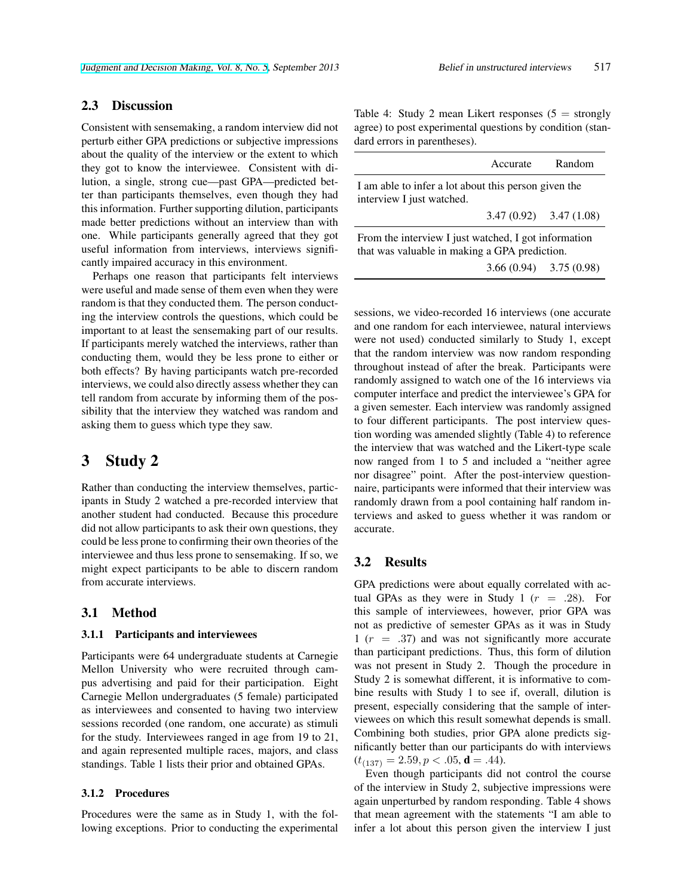## 2.3 Discussion

Consistent with sensemaking, a random interview did not perturb either GPA predictions or subjective impressions about the quality of the interview or the extent to which they got to know the interviewee. Consistent with dilution, a single, strong cue—past GPA—predicted better than participants themselves, even though they had this information. Further supporting dilution, participants made better predictions without an interview than with one. While participants generally agreed that they got useful information from interviews, interviews significantly impaired accuracy in this environment.

Perhaps one reason that participants felt interviews were useful and made sense of them even when they were random is that they conducted them. The person conducting the interview controls the questions, which could be important to at least the sensemaking part of our results. If participants merely watched the interviews, rather than conducting them, would they be less prone to either or both effects? By having participants watch pre-recorded interviews, we could also directly assess whether they can tell random from accurate by informing them of the possibility that the interview they watched was random and asking them to guess which type they saw.

# 3 Study 2

Rather than conducting the interview themselves, participants in Study 2 watched a pre-recorded interview that another student had conducted. Because this procedure did not allow participants to ask their own questions, they could be less prone to confirming their own theories of the interviewee and thus less prone to sensemaking. If so, we might expect participants to be able to discern random from accurate interviews.

## 3.1 Method

### 3.1.1 Participants and interviewees

Participants were 64 undergraduate students at Carnegie Mellon University who were recruited through campus advertising and paid for their participation. Eight Carnegie Mellon undergraduates (5 female) participated as interviewees and consented to having two interview sessions recorded (one random, one accurate) as stimuli for the study. Interviewees ranged in age from 19 to 21, and again represented multiple races, majors, and class standings. Table 1 lists their prior and obtained GPAs.

### 3.1.2 Procedures

Procedures were the same as in Study 1, with the following exceptions. Prior to conducting the experimental sessions, we video-recorded 16 interviews (one accurate and one random for each interviewee, natural interviews were not used) conducted similarly to Study 1, except that the random interview was now random responding throughout instead of after the break. Participants were randomly assigned to watch one of the 16 interviews via computer interface and predict the interviewee's GPA for a given semester. Each interview was randomly assigned to four different participants. The post interview question wording was amended slightly (Table 4) to reference the interview that was watched and the Likert-type scale now ranged from 1 to 5 and included a "neither agree nor disagree" point. After the post-interview questionnaire, participants were informed that their interview was randomly drawn from a pool containing half random interviews and asked to guess whether it was random or accurate.

Table 4: Study 2 mean Likert responses (5 = strongly agree) to post experimental questions by condition (standard errors in parentheses).

| | Accurate | Random |
|---|---|---|
| I am able to infer a lot about this person given the interview I just watched. | 3.47 (0.92) | 3.47 (1.08) |
| From the interview I just watched, I got information that was valuable in making a GPA prediction. | 3.66 (0.94) | 3.75 (0.98) |

## 3.2 Results

GPA predictions were about equally correlated with actual GPAs as they were in Study 1 ($r = .28$). For this sample of interviewees, however, prior GPA was not as predictive of semester GPAs as it was in Study 1 ($r = .37$) and was not significantly more accurate than participant predictions. Thus, this form of dilution was not present in Study 2. Though the procedure in Study 2 is somewhat different, it is informative to combine results with Study 1 to see if, overall, dilution is present, especially considering that the sample of interviewees on which this result somewhat depends is small. Combining both studies, prior GPA alone predicts significantly better than our participants do with interviews ($t_{(137)} = 2.59, p < .05, \mathbf{d} = .44$).

Even though participants did not control the course of the interview in Study 2, subjective impressions were again unperturbed by random responding. Table 4 shows that mean agreement with the statements "I am able to infer a lot about this person given the interview I just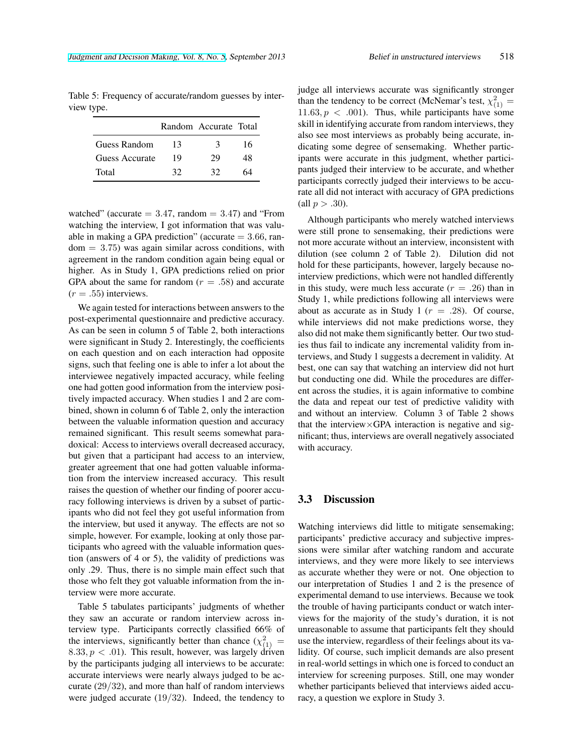Table 5: Frequency of accurate/random guesses by interview type.

| | Random | Accurate | Total |
|---|---|---|---|
| Guess Random | 13 | 3 | 16 |
| Guess Accurate | 19 | 29 | 48 |
| Total | 32 | 32 | 64 |

watched" (accurate $= 3.47$, random $= 3.47$) and "From watching the interview, I got information that was valuable in making a GPA prediction" (accurate $= 3.66$, random $= 3.75$) was again similar across conditions, with agreement in the random condition again being equal or higher. As in Study 1, GPA predictions relied on prior GPA about the same for random ($r = .58$) and accurate ($r = .55$) interviews.

We again tested for interactions between answers to the post-experimental questionnaire and predictive accuracy. As can be seen in column 5 of Table 2, both interactions were significant in Study 2. Interestingly, the coefficients on each question and on each interaction had opposite signs, such that feeling one is able to infer a lot about the interviewee negatively impacted accuracy, while feeling one had gotten good information from the interview positively impacted accuracy. When studies 1 and 2 are combined, shown in column 6 of Table 2, only the interaction between the valuable information question and accuracy remained significant. This result seems somewhat paradoxical: Access to interviews overall decreased accuracy, but given that a participant had access to an interview, greater agreement that one had gotten valuable information from the interview increased accuracy. This result raises the question of whether our finding of poorer accuracy following interviews is driven by a subset of participants who did not feel they got useful information from the interview, but used it anyway. The effects are not so simple, however. For example, looking at only those participants who agreed with the valuable information question (answers of 4 or 5), the validity of predictions was only .29. Thus, there is no simple main effect such that those who felt they got valuable information from the interview were more accurate.

Table 5 tabulates participants' judgments of whether they saw an accurate or random interview across interview type. Participants correctly classified 66% of the interviews, significantly better than chance ($\chi^2_{(1)} = 8.33, p < .01$). This result, however, was largely driven by the participants judging all interviews to be accurate: accurate interviews were nearly always judged to be accurate ($29/32$), and more than half of random interviews were judged accurate ($19/32$). Indeed, the tendency to judge all interviews accurate was significantly stronger than the tendency to be correct (McNemar's test, $\chi^2_{(1)} = 11.63, p < .001$). Thus, while participants have some skill in identifying accurate from random interviews, they also see most interviews as probably being accurate, indicating some degree of sensemaking. Whether participants were accurate in this judgment, whether participants judged their interview to be accurate, and whether participants correctly judged their interviews to be accurate all did not interact with accuracy of GPA predictions (all $p > .30$).

Although participants who merely watched interviews were still prone to sensemaking, their predictions were not more accurate without an interview, inconsistent with dilution (see column 2 of Table 2). Dilution did not hold for these participants, however, largely because no-interview predictions, which were not handled differently in this study, were much less accurate ($r = .26$) than in Study 1, while predictions following all interviews were about as accurate as in Study 1 ($r = .28$). Of course, while interviews did not make predictions worse, they also did not make them significantly better. Our two studies thus fail to indicate any incremental validity from interviews, and Study 1 suggests a decrement in validity. At best, one can say that watching an interview did not hurt but conducting one did. While the procedures are different across the studies, it is again informative to combine the data and repeat our test of predictive validity with and without an interview. Column 3 of Table 2 shows that the interview×GPA interaction is negative and significant; thus, interviews are overall negatively associated with accuracy.

## 3.3 Discussion

Watching interviews did little to mitigate sensemaking; participants' predictive accuracy and subjective impressions were similar after watching random and accurate interviews, and they were more likely to see interviews as accurate whether they were or not. One objection to our interpretation of Studies 1 and 2 is the presence of experimental demand to use interviews. Because we took the trouble of having participants conduct or watch interviews for the majority of the study's duration, it is not unreasonable to assume that participants felt they should use the interview, regardless of their feelings about its validity. Of course, such implicit demands are also present in real-world settings in which one is forced to conduct an interview for screening purposes. Still, one may wonder whether participants believed that interviews aided accuracy, a question we explore in Study 3.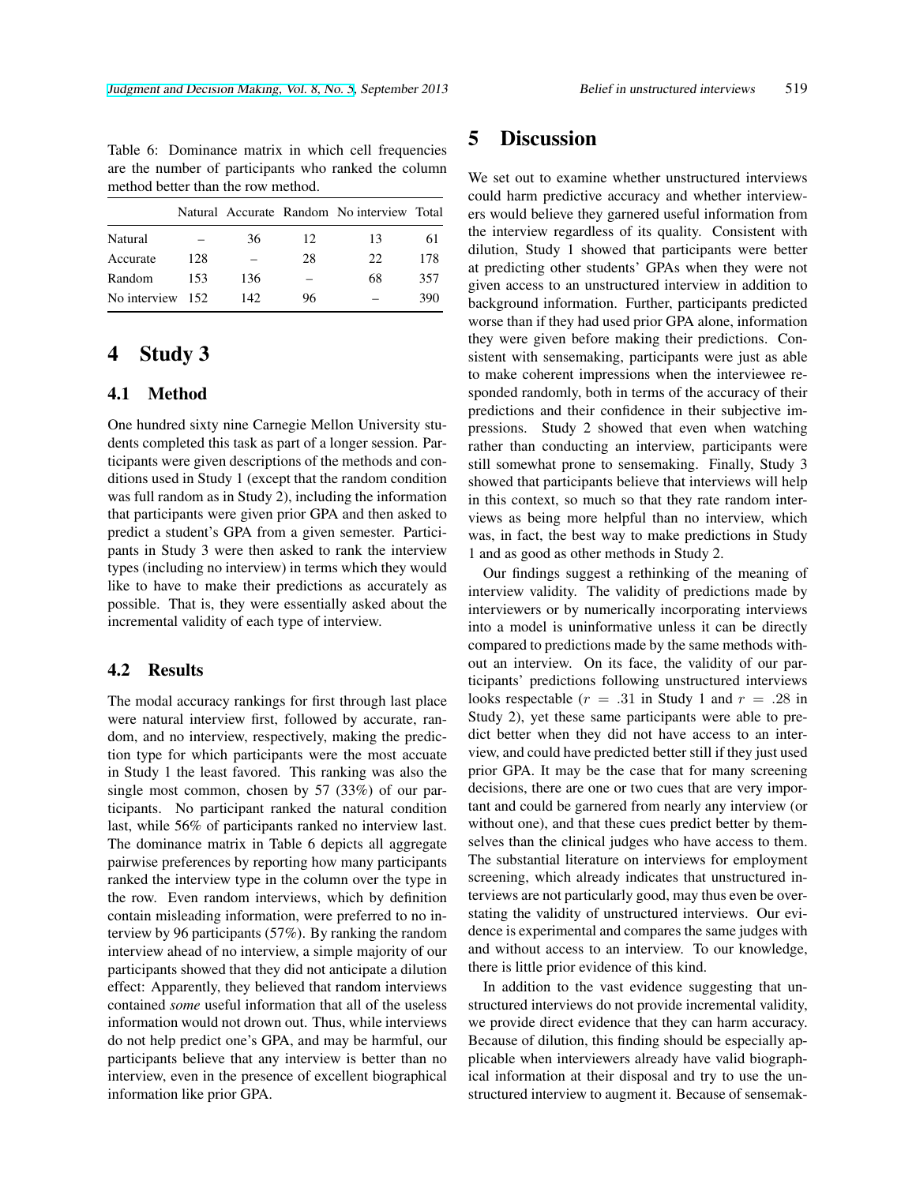Table 6: Dominance matrix in which cell frequencies are the number of participants who ranked the column method better than the row method.

| | Natural | Accurate | Random | No interview | Total |
|---|---|---|---|---|---|
| Natural | – | 36 | 12 | 13 | 61 |
| Accurate | 128 | – | 28 | 22 | 178 |
| Random | 153 | 136 | – | 68 | 357 |
| No interview | 152 | 142 | 96 | – | 390 |

# 4 Study 3

## 4.1 Method

One hundred sixty nine Carnegie Mellon University students completed this task as part of a longer session. Participants were given descriptions of the methods and conditions used in Study 1 (except that the random condition was full random as in Study 2), including the information that participants were given prior GPA and then asked to predict a student's GPA from a given semester. Participants in Study 3 were then asked to rank the interview types (including no interview) in terms which they would like to have to make their predictions as accurately as possible. That is, they were essentially asked about the incremental validity of each type of interview.

## 4.2 Results

The modal accuracy rankings for first through last place were natural interview first, followed by accurate, random, and no interview, respectively, making the prediction type for which participants were the most accuate in Study 1 the least favored. This ranking was also the single most common, chosen by 57 (33%) of our participants. No participant ranked the natural condition last, while 56% of participants ranked no interview last. The dominance matrix in Table 6 depicts all aggregate pairwise preferences by reporting how many participants ranked the interview type in the column over the type in the row. Even random interviews, which by definition contain misleading information, were preferred to no interview by 96 participants (57%). By ranking the random interview ahead of no interview, a simple majority of our participants showed that they did not anticipate a dilution effect: Apparently, they believed that random interviews contained *some* useful information that all of the useless information would not drown out. Thus, while interviews do not help predict one's GPA, and may be harmful, our participants believe that any interview is better than no interview, even in the presence of excellent biographical information like prior GPA.

# 5 Discussion

We set out to examine whether unstructured interviews could harm predictive accuracy and whether interviewers would believe they garnered useful information from the interview regardless of its quality. Consistent with dilution, Study 1 showed that participants were better at predicting other students' GPAs when they were not given access to an unstructured interview in addition to background information. Further, participants predicted worse than if they had used prior GPA alone, information they were given before making their predictions. Consistent with sensemaking, participants were just as able to make coherent impressions when the interviewee responded randomly, both in terms of the accuracy of their predictions and their confidence in their subjective impressions. Study 2 showed that even when watching rather than conducting an interview, participants were still somewhat prone to sensemaking. Finally, Study 3 showed that participants believe that interviews will help in this context, so much so that they rate random interviews as being more helpful than no interview, which was, in fact, the best way to make predictions in Study 1 and as good as other methods in Study 2.

Our findings suggest a rethinking of the meaning of interview validity. The validity of predictions made by interviewers or by numerically incorporating interviews into a model is uninformative unless it can be directly compared to predictions made by the same methods without an interview. On its face, the validity of our participants' predictions following unstructured interviews looks respectable ($r = .31$ in Study 1 and $r = .28$ in Study 2), yet these same participants were able to predict better when they did not have access to an interview, and could have predicted better still if they just used prior GPA. It may be the case that for many screening decisions, there are one or two cues that are very important and could be garnered from nearly any interview (or without one), and that these cues predict better by themselves than the clinical judges who have access to them. The substantial literature on interviews for employment screening, which already indicates that unstructured interviews are not particularly good, may thus even be overstating the validity of unstructured interviews. Our evidence is experimental and compares the same judges with and without access to an interview. To our knowledge, there is little prior evidence of this kind.

In addition to the vast evidence suggesting that unstructured interviews do not provide incremental validity, we provide direct evidence that they can harm accuracy. Because of dilution, this finding should be especially applicable when interviewers already have valid biographical information at their disposal and try to use the unstructured interview to augment it. Because of sensemak-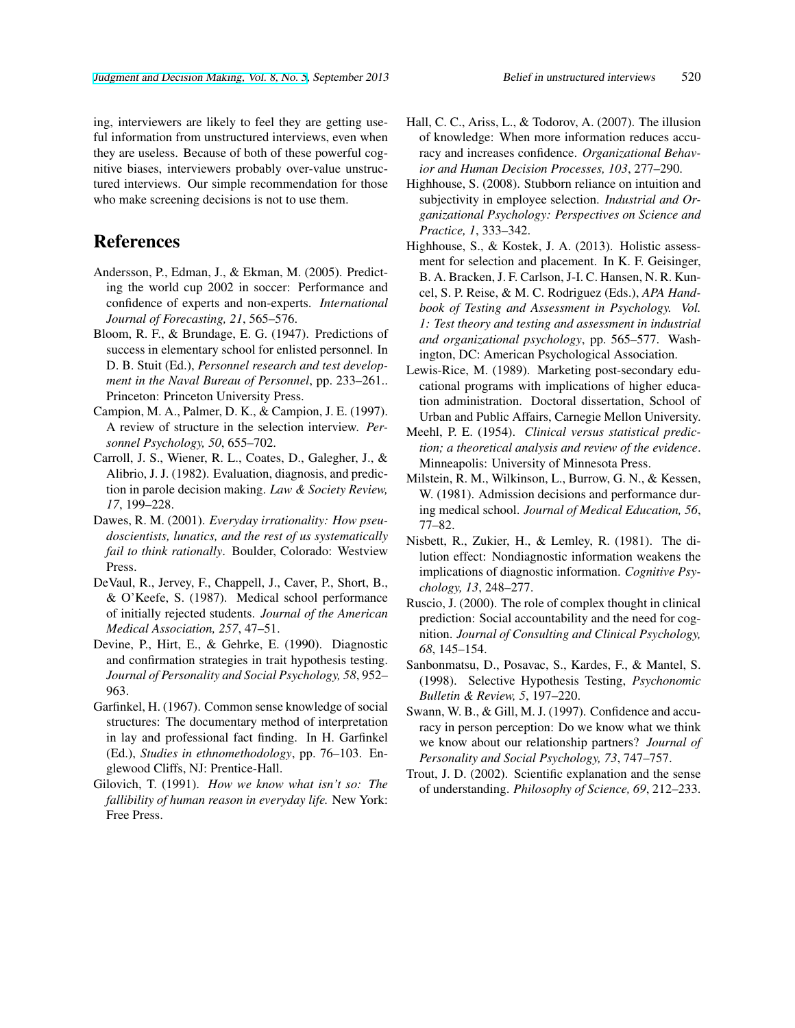ing, interviewers are likely to feel they are getting useful information from unstructured interviews, even when they are useless. Because of both of these powerful cognitive biases, interviewers probably over-value unstructured interviews. Our simple recommendation for those who make screening decisions is not to use them.

## References

Andersson, P., Edman, J., & Ekman, M. (2005). Predicting the world cup 2002 in soccer: Performance and confidence of experts and non-experts. *International Journal of Forecasting, 21*, 565–576.

Bloom, R. F., & Brundage, E. G. (1947). Predictions of success in elementary school for enlisted personnel. In D. B. Stuit (Ed.), *Personnel research and test development in the Naval Bureau of Personnel*, pp. 233–261.. Princeton: Princeton University Press.

Campion, M. A., Palmer, D. K., & Campion, J. E. (1997). A review of structure in the selection interview. *Personnel Psychology, 50*, 655–702.

Carroll, J. S., Wiener, R. L., Coates, D., Galegher, J., & Alibrio, J. J. (1982). Evaluation, diagnosis, and prediction in parole decision making. *Law & Society Review, 17*, 199–228.

Dawes, R. M. (2001). *Everyday irrationality: How pseudoscientists, lunatics, and the rest of us systematically fail to think rationally*. Boulder, Colorado: Westview Press.

DeVaul, R., Jervey, F., Chappell, J., Caver, P., Short, B., & O'Keefe, S. (1987). Medical school performance of initially rejected students. *Journal of the American Medical Association, 257*, 47–51.

Devine, P., Hirt, E., & Gehrke, E. (1990). Diagnostic and confirmation strategies in trait hypothesis testing. *Journal of Personality and Social Psychology, 58*, 952–963.

Garfinkel, H. (1967). Common sense knowledge of social structures: The documentary method of interpretation in lay and professional fact finding. In H. Garfinkel (Ed.), *Studies in ethnomethodology*, pp. 76–103. Englewood Cliffs, NJ: Prentice-Hall.

Gilovich, T. (1991). *How we know what isn't so: The fallibility of human reason in everyday life.* New York: Free Press.

Hall, C. C., Ariss, L., & Todorov, A. (2007). The illusion of knowledge: When more information reduces accuracy and increases confidence. *Organizational Behavior and Human Decision Processes, 103*, 277–290.

Highhouse, S. (2008). Stubborn reliance on intuition and subjectivity in employee selection. *Industrial and Organizational Psychology: Perspectives on Science and Practice, 1*, 333–342.

Highhouse, S., & Kostek, J. A. (2013). Holistic assessment for selection and placement. In K. F. Geisinger, B. A. Bracken, J. F. Carlson, J-I. C. Hansen, N. R. Kuncel, S. P. Reise, & M. C. Rodriguez (Eds.), *APA Handbook of Testing and Assessment in Psychology. Vol. 1: Test theory and testing and assessment in industrial and organizational psychology*, pp. 565–577. Washington, DC: American Psychological Association.

Lewis-Rice, M. (1989). Marketing post-secondary educational programs with implications of higher education administration. Doctoral dissertation, School of Urban and Public Affairs, Carnegie Mellon University.

Meehl, P. E. (1954). *Clinical versus statistical prediction; a theoretical analysis and review of the evidence*. Minneapolis: University of Minnesota Press.

Milstein, R. M., Wilkinson, L., Burrow, G. N., & Kessen, W. (1981). Admission decisions and performance during medical school. *Journal of Medical Education, 56*, 77–82.

Nisbett, R., Zukier, H., & Lemley, R. (1981). The dilution effect: Nondiagnostic information weakens the implications of diagnostic information. *Cognitive Psychology, 13*, 248–277.

Ruscio, J. (2000). The role of complex thought in clinical prediction: Social accountability and the need for cognition. *Journal of Consulting and Clinical Psychology, 68*, 145–154.

Sanbonmatsu, D., Posavac, S., Kardes, F., & Mantel, S. (1998). Selective Hypothesis Testing, *Psychonomic Bulletin & Review, 5*, 197–220.

Swann, W. B., & Gill, M. J. (1997). Confidence and accuracy in person perception: Do we know what we think we know about our relationship partners? *Journal of Personality and Social Psychology, 73*, 747–757.

Trout, J. D. (2002). Scientific explanation and the sense of understanding. *Philosophy of Science, 69*, 212–233.